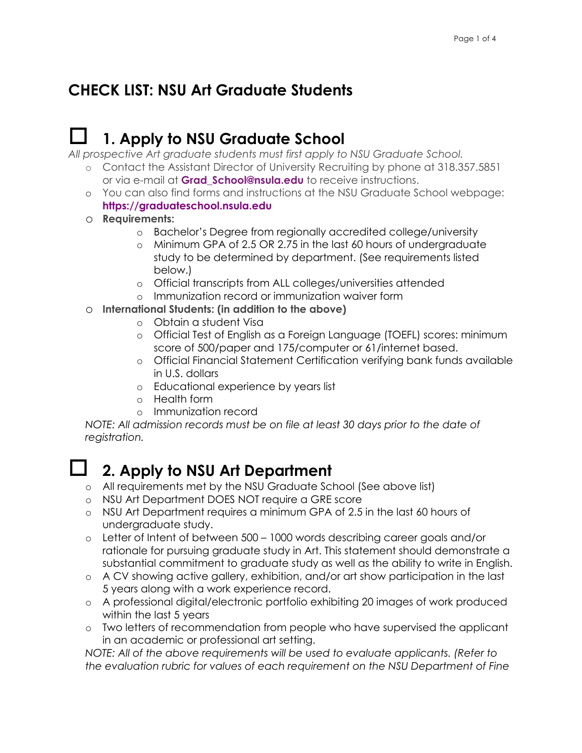# CHECK LIST: NSU Art Graduate Students

## ☐ 1. Apply to NSU Graduate School

*All prospective Art graduate students must first apply to NSU Graduate School.*

- Contact the Assistant Director of University Recruiting by phone at 318.357.5851 or via e-mail at **Grad_School@nsula.edu** to receive instructions.
- You can also find forms and instructions at the NSU Graduate School webpage: **https://graduateschool.nsula.edu**
- **Requirements:**
    - Bachelor's Degree from regionally accredited college/university
    - Minimum GPA of 2.5 OR 2.75 in the last 60 hours of undergraduate study to be determined by department. (See requirements listed below.)
    - Official transcripts from ALL colleges/universities attended
    - Immunization record or immunization waiver form
- **International Students: (in addition to the above)**
    - Obtain a student Visa
    - Official Test of English as a Foreign Language (TOEFL) scores: minimum score of 500/paper and 175/computer or 61/internet based.
    - Official Financial Statement Certification verifying bank funds available in U.S. dollars
    - Educational experience by years list
    - Health form
    - Immunization record

*NOTE: All admission records must be on file at least 30 days prior to the date of registration.*

## ☐ 2. Apply to NSU Art Department

- All requirements met by the NSU Graduate School (See above list)
- NSU Art Department DOES NOT require a GRE score
- NSU Art Department requires a minimum GPA of 2.5 in the last 60 hours of undergraduate study.
- Letter of Intent of between 500 – 1000 words describing career goals and/or rationale for pursuing graduate study in Art. This statement should demonstrate a substantial commitment to graduate study as well as the ability to write in English.
- A CV showing active gallery, exhibition, and/or art show participation in the last 5 years along with a work experience record.
- A professional digital/electronic portfolio exhibiting 20 images of work produced within the last 5 years
- Two letters of recommendation from people who have supervised the applicant in an academic or professional art setting.

*NOTE: All of the above requirements will be used to evaluate applicants. (Refer to the evaluation rubric for values of each requirement on the NSU Department of Fine*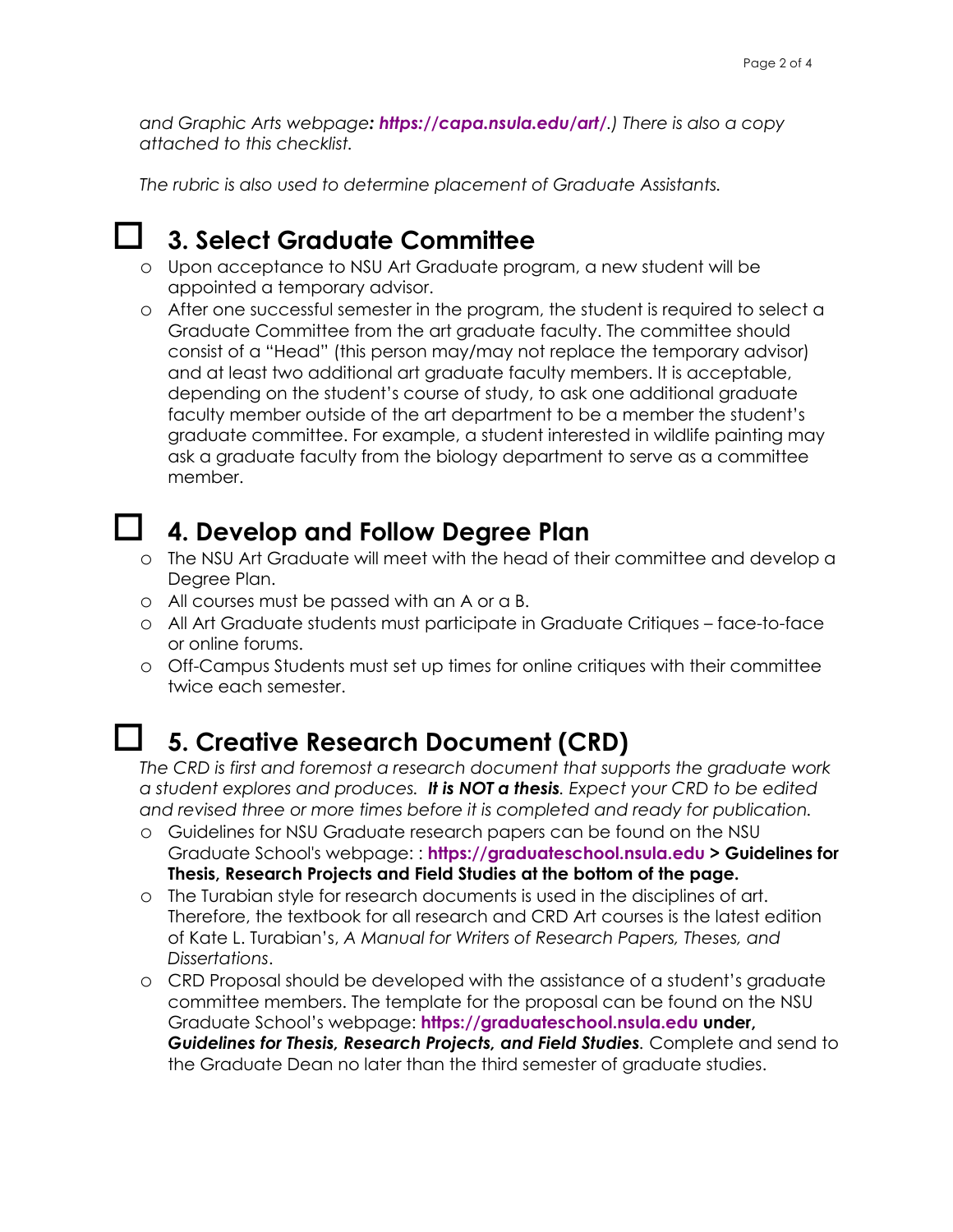*and Graphic Arts webpage**: https://capa.nsula.edu/art/**.) There is also a copy attached to this checklist.*

*The rubric is also used to determine placement of Graduate Assistants.*

## ☐ 3. Select Graduate Committee

- Upon acceptance to NSU Art Graduate program, a new student will be appointed a temporary advisor.
- After one successful semester in the program, the student is required to select a Graduate Committee from the art graduate faculty. The committee should consist of a "Head" (this person may/may not replace the temporary advisor) and at least two additional art graduate faculty members. It is acceptable, depending on the student's course of study, to ask one additional graduate faculty member outside of the art department to be a member the student's graduate committee. For example, a student interested in wildlife painting may ask a graduate faculty from the biology department to serve as a committee member.

## ☐ 4. Develop and Follow Degree Plan

- The NSU Art Graduate will meet with the head of their committee and develop a Degree Plan.
- All courses must be passed with an A or a B.
- All Art Graduate students must participate in Graduate Critiques – face-to-face or online forums.
- Off-Campus Students must set up times for online critiques with their committee twice each semester.

## ☐ 5. Creative Research Document (CRD)

*The CRD is first and foremost a research document that supports the graduate work a student explores and produces. **It is NOT a thesis**. Expect your CRD to be edited and revised three or more times before it is completed and ready for publication.*

- Guidelines for NSU Graduate research papers can be found on the NSU Graduate School's webpage: : **https://graduateschool.nsula.edu > Guidelines for Thesis, Research Projects and Field Studies at the bottom of the page.**
- The Turabian style for research documents is used in the disciplines of art. Therefore, the textbook for all research and CRD Art courses is the latest edition of Kate L. Turabian's, *A Manual for Writers of Research Papers, Theses, and Dissertations*.
- CRD Proposal should be developed with the assistance of a student's graduate committee members. The template for the proposal can be found on the NSU Graduate School's webpage: **https://graduateschool.nsula.edu under, *Guidelines for Thesis, Research Projects, and Field Studies*.** Complete and send to the Graduate Dean no later than the third semester of graduate studies.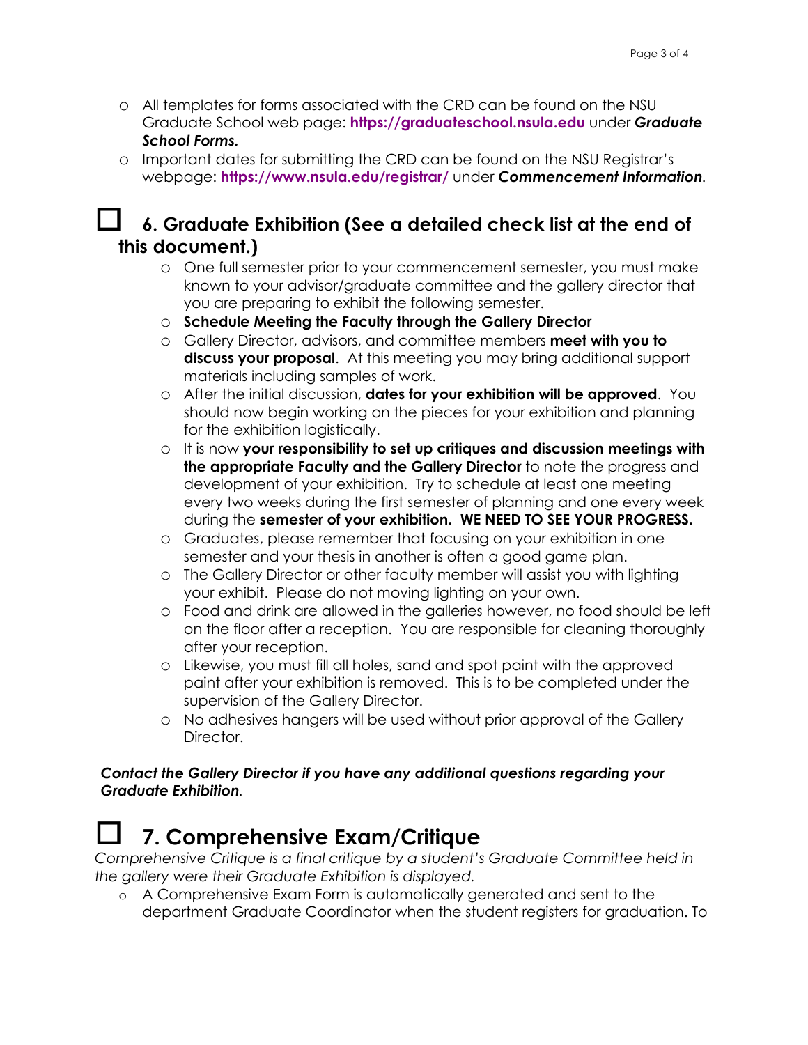- All templates for forms associated with the CRD can be found on the NSU Graduate School web page: **https://graduateschool.nsula.edu** under ***Graduate School Forms.***
- Important dates for submitting the CRD can be found on the NSU Registrar's webpage: **https://www.nsula.edu/registrar/** under ***Commencement Information***.

## ☐ 6. Graduate Exhibition (See a detailed check list at the end of this document.)

- One full semester prior to your commencement semester, you must make known to your advisor/graduate committee and the gallery director that you are preparing to exhibit the following semester.
- **Schedule Meeting the Faculty through the Gallery Director**
- Gallery Director, advisors, and committee members **meet with you to discuss your proposal**. At this meeting you may bring additional support materials including samples of work.
- After the initial discussion, **dates for your exhibition will be approved**. You should now begin working on the pieces for your exhibition and planning for the exhibition logistically.
- It is now **your responsibility to set up critiques and discussion meetings with the appropriate Faculty and the Gallery Director** to note the progress and development of your exhibition. Try to schedule at least one meeting every two weeks during the first semester of planning and one every week during the **semester of your exhibition. WE NEED TO SEE YOUR PROGRESS.**
- Graduates, please remember that focusing on your exhibition in one semester and your thesis in another is often a good game plan.
- The Gallery Director or other faculty member will assist you with lighting your exhibit. Please do not moving lighting on your own.
- Food and drink are allowed in the galleries however, no food should be left on the floor after a reception. You are responsible for cleaning thoroughly after your reception.
- Likewise, you must fill all holes, sand and spot paint with the approved paint after your exhibition is removed. This is to be completed under the supervision of the Gallery Director.
- No adhesives hangers will be used without prior approval of the Gallery Director.

***Contact the Gallery Director if you have any additional questions regarding your Graduate Exhibition***.

## ☐ 7. Comprehensive Exam/Critique

*Comprehensive Critique is a final critique by a student's Graduate Committee held in the gallery were their Graduate Exhibition is displayed.*

- A Comprehensive Exam Form is automatically generated and sent to the department Graduate Coordinator when the student registers for graduation. To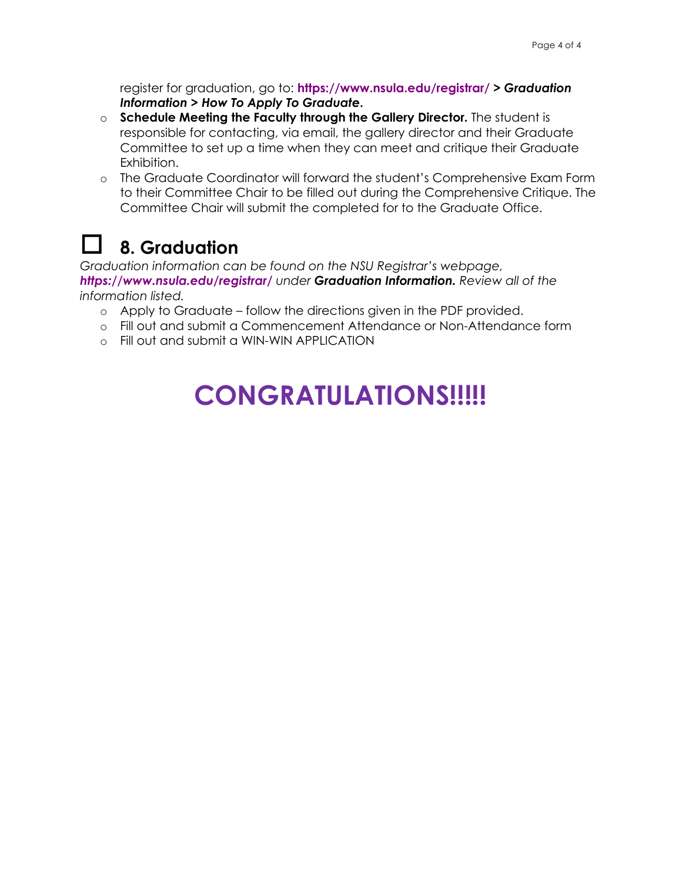register for graduation, go to: **https://www.nsula.edu/registrar/** ***> Graduation Information > How To Apply To Graduate.***

- **Schedule Meeting the Faculty through the Gallery Director.** The student is responsible for contacting, via email, the gallery director and their Graduate Committee to set up a time when they can meet and critique their Graduate Exhibition.
- The Graduate Coordinator will forward the student's Comprehensive Exam Form to their Committee Chair to be filled out during the Comprehensive Critique. The Committee Chair will submit the completed for to the Graduate Office.

## ☐ 8. Graduation

*Graduation information can be found on the NSU Registrar's webpage,* ***https://www.nsula.edu/registrar/*** *under* ***Graduation Information.*** *Review all of the information listed.*

- Apply to Graduate – follow the directions given in the PDF provided.
- Fill out and submit a Commencement Attendance or Non-Attendance form
- Fill out and submit a WIN-WIN APPLICATION

# CONGRATULATIONS!!!!!